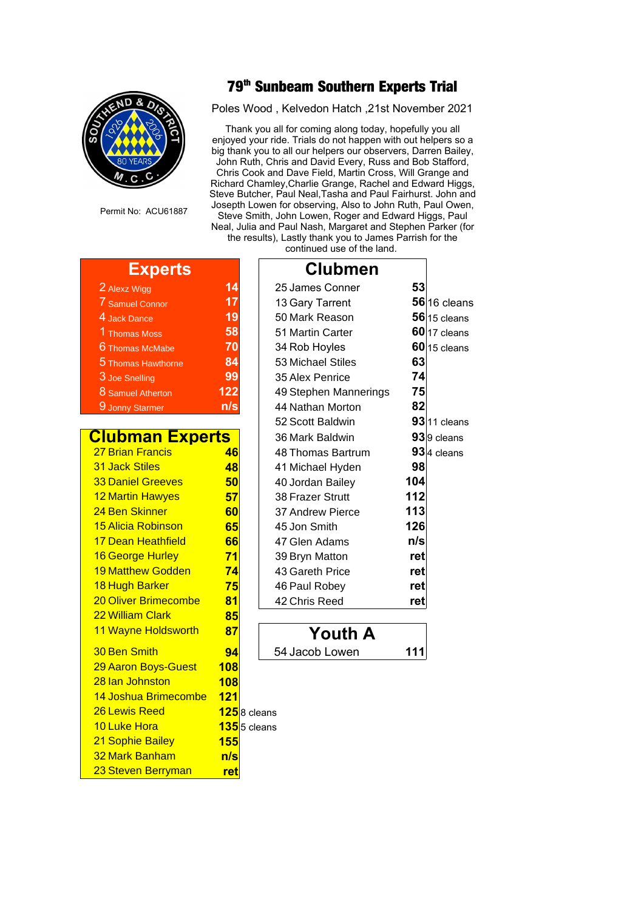# 79th Sunbeam Southern Experts Trial

Poles Wood , Kelvedon Hatch ,21st November 2021

Permit No: ACU61887

Thank you all for coming along today, hopefully you all enjoyed your ride. Trials do not happen with out helpers so a big thank you to all our helpers our observers, Darren Bailey, John Ruth, Chris and David Every, Russ and Bob Stafford, Chris Cook and Dave Field, Martin Cross, Will Grange and Richard Chamley,Charlie Grange, Rachel and Edward Higgs, Steve Butcher, Paul Neal,Tasha and Paul Fairhurst. John and Joseph Lowen for observing, Also to John Ruth, Paul Owen, Steve Smith, John Lowen, Roger and Edward Higgs, Paul Neal, Julia and Paul Nash, Margaret and Stephen Parker (for the results), Lastly thank you to James Parrish for the continued use of the land.

## Experts

| No. | Rider | Score |
|---|---|---|
| 2 | Alexz Wigg | 14 |
| 7 | Samuel Connor | 17 |
| 4 | Jack Dance | 19 |
| 1 | Thomas Moss | 58 |
| 6 | Thomas McMabe | 70 |
| 5 | Thomas Hawthorne | 84 |
| 3 | Joe Snelling | 99 |
| 8 | Samuel Atherton | 122 |
| 9 | Jonny Starmer | n/s |

## Clubman Experts

| No. | Rider | Score | Cleans |
|---|---|---|---|
| 27 | Brian Francis | 46 | |
| 31 | Jack Stiles | 48 | |
| 33 | Daniel Greeves | 50 | |
| 12 | Martin Hawyes | 57 | |
| 24 | Ben Skinner | 60 | |
| 15 | Alicia Robinson | 65 | |
| 17 | Dean Heathfield | 66 | |
| 16 | George Hurley | 71 | |
| 19 | Matthew Godden | 74 | |
| 18 | Hugh Barker | 75 | |
| 20 | Oliver Brimecombe | 81 | |
| 22 | William Clark | 85 | |
| 11 | Wayne Holdsworth | 87 | |
| 30 | Ben Smith | 94 | |
| 29 | Aaron Boys-Guest | 108 | |
| 28 | Ian Johnston | 108 | |
| 14 | Joshua Brimecombe | 121 | |
| 26 | Lewis Reed | 125 | 8 cleans |
| 10 | Luke Hora | 135 | 5 cleans |
| 21 | Sophie Bailey | 155 | |
| 32 | Mark Banham | n/s | |
| 23 | Steven Berryman | ret | |

## Clubmen

| No. | Rider | Score | Cleans |
|---|---|---|---|
| 25 | James Conner | 53 | |
| 13 | Gary Tarrent | 56 | 16 cleans |
| 50 | Mark Reason | 56 | 15 cleans |
| 51 | Martin Carter | 60 | 17 cleans |
| 34 | Rob Hoyles | 60 | 15 cleans |
| 53 | Michael Stiles | 63 | |
| 35 | Alex Penrice | 74 | |
| 49 | Stephen Mannerings | 75 | |
| 44 | Nathan Morton | 82 | |
| 52 | Scott Baldwin | 93 | 11 cleans |
| 36 | Mark Baldwin | 93 | 9 cleans |
| 48 | Thomas Bartrum | 93 | 4 cleans |
| 41 | Michael Hyden | 98 | |
| 40 | Jordan Bailey | 104 | |
| 38 | Frazer Strutt | 112 | |
| 37 | Andrew Pierce | 113 | |
| 45 | Jon Smith | 126 | |
| 47 | Glen Adams | n/s | |
| 39 | Bryn Matton | ret | |
| 43 | Gareth Price | ret | |
| 46 | Paul Robey | ret | |
| 42 | Chris Reed | ret | |

## Youth A

| No. | Rider | Score |
|---|---|---|
| 54 | Jacob Lowen | 111 |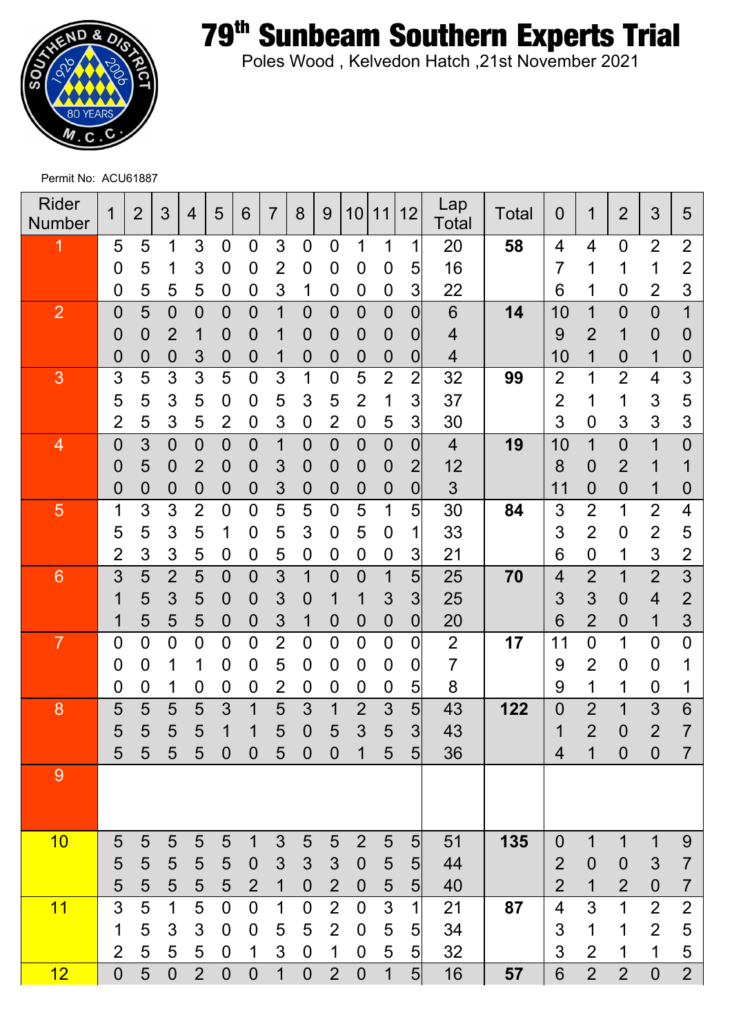# 79th Sunbeam Southern Experts Trial

Poles Wood , Kelvedon Hatch ,21st November 2021

Permit No: ACU61887

| Rider Number | 1 | 2 | 3 | 4 | 5 | 6 | 7 | 8 | 9 | 10 | 11 | 12 | Lap Total | Total | 0 | 1 | 2 | 3 | 5 |
|---|---|---|---|---|---|---|---|---|---|---|---|---|---|---|---|---|---|---|---|
| 1 | 5 | 5 | 1 | 3 | 0 | 0 | 3 | 0 | 0 | 1 | 1 | 1 | 20 | **58** | 4 | 4 | 0 | 2 | 2 |
| | 0 | 5 | 1 | 3 | 0 | 0 | 2 | 0 | 0 | 0 | 0 | 5 | 16 | | 7 | 1 | 1 | 1 | 2 |
| | 0 | 5 | 5 | 5 | 0 | 0 | 3 | 1 | 0 | 0 | 0 | 3 | 22 | | 6 | 1 | 0 | 2 | 3 |
| 2 | 0 | 5 | 0 | 0 | 0 | 0 | 1 | 0 | 0 | 0 | 0 | 0 | 6 | **14** | 10 | 1 | 0 | 0 | 1 |
| | 0 | 0 | 2 | 1 | 0 | 0 | 1 | 0 | 0 | 0 | 0 | 0 | 4 | | 9 | 2 | 1 | 0 | 0 |
| | 0 | 0 | 0 | 3 | 0 | 0 | 1 | 0 | 0 | 0 | 0 | 0 | 4 | | 10 | 1 | 0 | 1 | 0 |
| 3 | 3 | 5 | 3 | 3 | 5 | 0 | 3 | 1 | 0 | 5 | 2 | 2 | 32 | **99** | 2 | 1 | 2 | 4 | 3 |
| | 5 | 5 | 3 | 5 | 0 | 0 | 5 | 3 | 5 | 2 | 1 | 3 | 37 | | 2 | 1 | 1 | 3 | 5 |
| | 2 | 5 | 3 | 5 | 2 | 0 | 3 | 0 | 2 | 0 | 5 | 3 | 30 | | 3 | 0 | 3 | 3 | 3 |
| 4 | 0 | 3 | 0 | 0 | 0 | 0 | 1 | 0 | 0 | 0 | 0 | 0 | 4 | **19** | 10 | 1 | 0 | 1 | 0 |
| | 0 | 5 | 0 | 2 | 0 | 0 | 3 | 0 | 0 | 0 | 0 | 2 | 12 | | 8 | 0 | 2 | 1 | 1 |
| | 0 | 0 | 0 | 0 | 0 | 0 | 3 | 0 | 0 | 0 | 0 | 0 | 3 | | 11 | 0 | 0 | 1 | 0 |
| 5 | 1 | 3 | 3 | 2 | 0 | 0 | 5 | 5 | 0 | 5 | 1 | 5 | 30 | **84** | 3 | 2 | 1 | 2 | 4 |
| | 5 | 5 | 3 | 5 | 1 | 0 | 5 | 3 | 0 | 5 | 0 | 1 | 33 | | 3 | 2 | 0 | 2 | 5 |
| | 2 | 3 | 3 | 5 | 0 | 0 | 5 | 0 | 0 | 0 | 0 | 3 | 21 | | 6 | 0 | 1 | 3 | 2 |
| 6 | 3 | 5 | 2 | 5 | 0 | 0 | 3 | 1 | 0 | 0 | 1 | 5 | 25 | **70** | 4 | 2 | 1 | 2 | 3 |
| | 1 | 5 | 3 | 5 | 0 | 0 | 3 | 0 | 1 | 1 | 3 | 3 | 25 | | 3 | 3 | 0 | 4 | 2 |
| | 1 | 5 | 5 | 5 | 0 | 0 | 3 | 1 | 0 | 0 | 0 | 0 | 20 | | 6 | 2 | 0 | 1 | 3 |
| 7 | 0 | 0 | 0 | 0 | 0 | 0 | 2 | 0 | 0 | 0 | 0 | 0 | 2 | **17** | 11 | 0 | 1 | 0 | 0 |
| | 0 | 0 | 1 | 1 | 0 | 0 | 5 | 0 | 0 | 0 | 0 | 0 | 7 | | 9 | 2 | 0 | 0 | 1 |
| | 0 | 0 | 1 | 0 | 0 | 0 | 2 | 0 | 0 | 0 | 0 | 5 | 8 | | 9 | 1 | 1 | 0 | 1 |
| 8 | 5 | 5 | 5 | 5 | 3 | 1 | 5 | 3 | 1 | 2 | 3 | 5 | 43 | **122** | 0 | 2 | 1 | 3 | 6 |
| | 5 | 5 | 5 | 5 | 1 | 1 | 5 | 0 | 5 | 3 | 5 | 3 | 43 | | 1 | 2 | 0 | 2 | 7 |
| | 5 | 5 | 5 | 5 | 0 | 0 | 5 | 0 | 0 | 1 | 5 | 5 | 36 | | 4 | 1 | 0 | 0 | 7 |
| 9 | | | | | | | | | | | | | | | | | | | |
| 10 | 5 | 5 | 5 | 5 | 5 | 1 | 3 | 5 | 5 | 2 | 5 | 5 | 51 | **135** | 0 | 1 | 1 | 1 | 9 |
| | 5 | 5 | 5 | 5 | 5 | 0 | 3 | 3 | 3 | 0 | 5 | 5 | 44 | | 2 | 0 | 0 | 3 | 7 |
| | 5 | 5 | 5 | 5 | 5 | 2 | 1 | 0 | 2 | 0 | 5 | 5 | 40 | | 2 | 1 | 2 | 0 | 7 |
| 11 | 3 | 5 | 1 | 5 | 0 | 0 | 1 | 0 | 2 | 0 | 3 | 1 | 21 | **87** | 4 | 3 | 1 | 2 | 2 |
| | 1 | 5 | 3 | 3 | 0 | 0 | 5 | 5 | 2 | 0 | 5 | 5 | 34 | | 3 | 1 | 1 | 2 | 5 |
| | 2 | 5 | 5 | 5 | 0 | 1 | 3 | 0 | 1 | 0 | 5 | 5 | 32 | | 3 | 2 | 1 | 1 | 5 |
| 12 | 0 | 5 | 0 | 2 | 0 | 0 | 1 | 0 | 2 | 0 | 1 | 5 | 16 | **57** | 6 | 2 | 2 | 0 | 2 |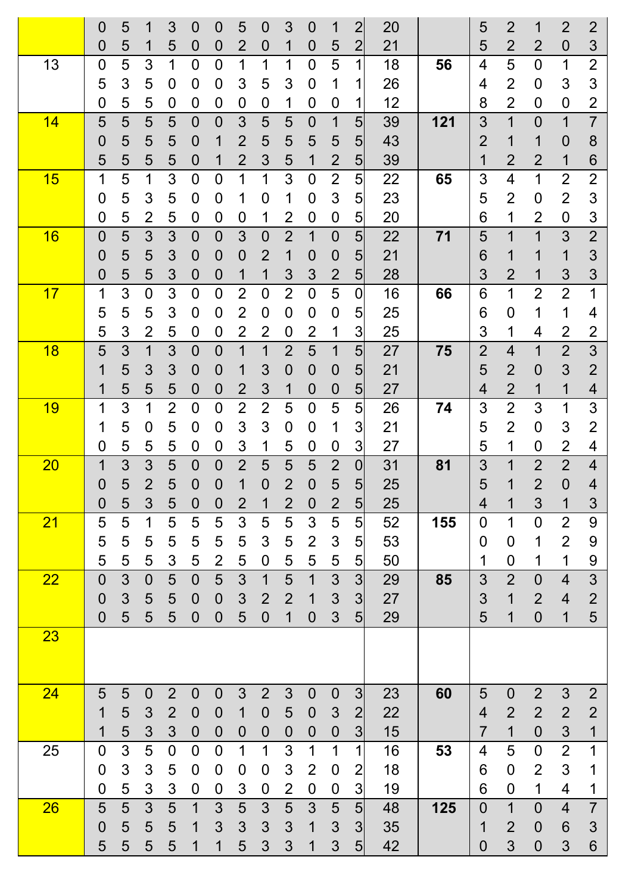| | | | | | | | | | | | | | | | | | | | |
|---|---|---|---|---|---|---|---|---|---|---|---|---|---|---|---|---|---|---|---|
| | 0 | 5 | 1 | 3 | 0 | 0 | 5 | 0 | 3 | 0 | 1 | 2 | 20 | | 5 | 2 | 1 | 2 | 2 |
| | 0 | 5 | 1 | 5 | 0 | 0 | 2 | 0 | 1 | 0 | 5 | 2 | 21 | | 5 | 2 | 2 | 0 | 3 |
| 13 | 0 | 5 | 3 | 1 | 0 | 0 | 1 | 1 | 1 | 0 | 5 | 1 | 18 | **56** | 4 | 5 | 0 | 1 | 2 |
| | 5 | 3 | 5 | 0 | 0 | 0 | 3 | 5 | 3 | 0 | 1 | 1 | 26 | | 4 | 2 | 0 | 3 | 3 |
| | 0 | 5 | 5 | 0 | 0 | 0 | 0 | 0 | 1 | 0 | 0 | 1 | 12 | | 8 | 2 | 0 | 0 | 2 |
| 14 | 5 | 5 | 5 | 5 | 0 | 0 | 3 | 5 | 5 | 0 | 1 | 5 | 39 | **121** | 3 | 1 | 0 | 1 | 7 |
| | 0 | 5 | 5 | 5 | 0 | 1 | 2 | 5 | 5 | 5 | 5 | 5 | 43 | | 2 | 1 | 1 | 0 | 8 |
| | 5 | 5 | 5 | 5 | 0 | 1 | 2 | 3 | 5 | 1 | 2 | 5 | 39 | | 1 | 2 | 2 | 1 | 6 |
| 15 | 1 | 5 | 1 | 3 | 0 | 0 | 1 | 1 | 3 | 0 | 2 | 5 | 22 | **65** | 3 | 4 | 1 | 2 | 2 |
| | 0 | 5 | 3 | 5 | 0 | 0 | 1 | 0 | 1 | 0 | 3 | 5 | 23 | | 5 | 2 | 0 | 2 | 3 |
| | 0 | 5 | 2 | 5 | 0 | 0 | 0 | 1 | 2 | 0 | 0 | 5 | 20 | | 6 | 1 | 2 | 0 | 3 |
| 16 | 0 | 5 | 3 | 3 | 0 | 0 | 3 | 0 | 2 | 1 | 0 | 5 | 22 | **71** | 5 | 1 | 1 | 3 | 2 |
| | 0 | 5 | 5 | 3 | 0 | 0 | 0 | 2 | 1 | 0 | 0 | 5 | 21 | | 6 | 1 | 1 | 1 | 3 |
| | 0 | 5 | 5 | 3 | 0 | 0 | 1 | 1 | 3 | 3 | 2 | 5 | 28 | | 3 | 2 | 1 | 3 | 3 |
| 17 | 1 | 3 | 0 | 3 | 0 | 0 | 2 | 0 | 2 | 0 | 5 | 0 | 16 | **66** | 6 | 1 | 2 | 2 | 1 |
| | 5 | 5 | 5 | 3 | 0 | 0 | 2 | 0 | 0 | 0 | 0 | 5 | 25 | | 6 | 0 | 1 | 1 | 4 |
| | 5 | 3 | 2 | 5 | 0 | 0 | 2 | 2 | 0 | 2 | 1 | 3 | 25 | | 3 | 1 | 4 | 2 | 2 |
| 18 | 5 | 3 | 1 | 3 | 0 | 0 | 1 | 1 | 2 | 5 | 1 | 5 | 27 | **75** | 2 | 4 | 1 | 2 | 3 |
| | 1 | 5 | 3 | 3 | 0 | 0 | 1 | 3 | 0 | 0 | 0 | 5 | 21 | | 5 | 2 | 0 | 3 | 2 |
| | 1 | 5 | 5 | 5 | 0 | 0 | 2 | 3 | 1 | 0 | 0 | 5 | 27 | | 4 | 2 | 1 | 1 | 4 |
| 19 | 1 | 3 | 1 | 2 | 0 | 0 | 2 | 2 | 5 | 0 | 5 | 5 | 26 | **74** | 3 | 2 | 3 | 1 | 3 |
| | 1 | 5 | 0 | 5 | 0 | 0 | 3 | 3 | 0 | 0 | 1 | 3 | 21 | | 5 | 2 | 0 | 3 | 2 |
| | 0 | 5 | 5 | 5 | 0 | 0 | 3 | 1 | 5 | 0 | 0 | 3 | 27 | | 5 | 1 | 0 | 2 | 4 |
| 20 | 1 | 3 | 3 | 5 | 0 | 0 | 2 | 5 | 5 | 5 | 2 | 0 | 31 | **81** | 3 | 1 | 2 | 2 | 4 |
| | 0 | 5 | 2 | 5 | 0 | 0 | 1 | 0 | 2 | 0 | 5 | 5 | 25 | | 5 | 1 | 2 | 0 | 4 |
| | 0 | 5 | 3 | 5 | 0 | 0 | 2 | 1 | 2 | 0 | 2 | 5 | 25 | | 4 | 1 | 3 | 1 | 3 |
| 21 | 5 | 5 | 1 | 5 | 5 | 5 | 3 | 5 | 5 | 3 | 5 | 5 | 52 | **155** | 0 | 1 | 0 | 2 | 9 |
| | 5 | 5 | 5 | 5 | 5 | 5 | 5 | 3 | 5 | 2 | 3 | 5 | 53 | | 0 | 0 | 1 | 2 | 9 |
| | 5 | 5 | 5 | 3 | 5 | 2 | 5 | 0 | 5 | 5 | 5 | 5 | 50 | | 1 | 0 | 1 | 1 | 9 |
| 22 | 0 | 3 | 0 | 5 | 0 | 5 | 3 | 1 | 5 | 1 | 3 | 3 | 29 | **85** | 3 | 2 | 0 | 4 | 3 |
| | 0 | 3 | 5 | 5 | 0 | 0 | 3 | 2 | 2 | 1 | 3 | 3 | 27 | | 3 | 1 | 2 | 4 | 2 |
| | 0 | 5 | 5 | 5 | 0 | 0 | 5 | 0 | 1 | 0 | 3 | 5 | 29 | | 5 | 1 | 0 | 1 | 5 |
| 23 | | | | | | | | | | | | | | | | | | | |
| 24 | 5 | 5 | 0 | 2 | 0 | 0 | 3 | 2 | 3 | 0 | 0 | 3 | 23 | **60** | 5 | 0 | 2 | 3 | 2 |
| | 1 | 5 | 3 | 2 | 0 | 0 | 1 | 0 | 5 | 0 | 3 | 2 | 22 | | 4 | 2 | 2 | 2 | 2 |
| | 1 | 5 | 3 | 3 | 0 | 0 | 0 | 0 | 0 | 0 | 0 | 3 | 15 | | 7 | 1 | 0 | 3 | 1 |
| 25 | 0 | 3 | 5 | 0 | 0 | 0 | 1 | 1 | 3 | 1 | 1 | 1 | 16 | **53** | 4 | 5 | 0 | 2 | 1 |
| | 0 | 3 | 3 | 5 | 0 | 0 | 0 | 0 | 3 | 2 | 0 | 2 | 18 | | 6 | 0 | 2 | 3 | 1 |
| | 0 | 5 | 3 | 3 | 0 | 0 | 3 | 0 | 2 | 0 | 0 | 3 | 19 | | 6 | 0 | 1 | 4 | 1 |
| 26 | 5 | 5 | 3 | 5 | 1 | 3 | 5 | 3 | 5 | 3 | 5 | 5 | 48 | **125** | 0 | 1 | 0 | 4 | 7 |
| | 0 | 5 | 5 | 5 | 1 | 3 | 3 | 3 | 3 | 1 | 3 | 3 | 35 | | 1 | 2 | 0 | 6 | 3 |
| | 5 | 5 | 5 | 5 | 1 | 1 | 5 | 3 | 3 | 1 | 3 | 5 | 42 | | 0 | 3 | 0 | 3 | 6 |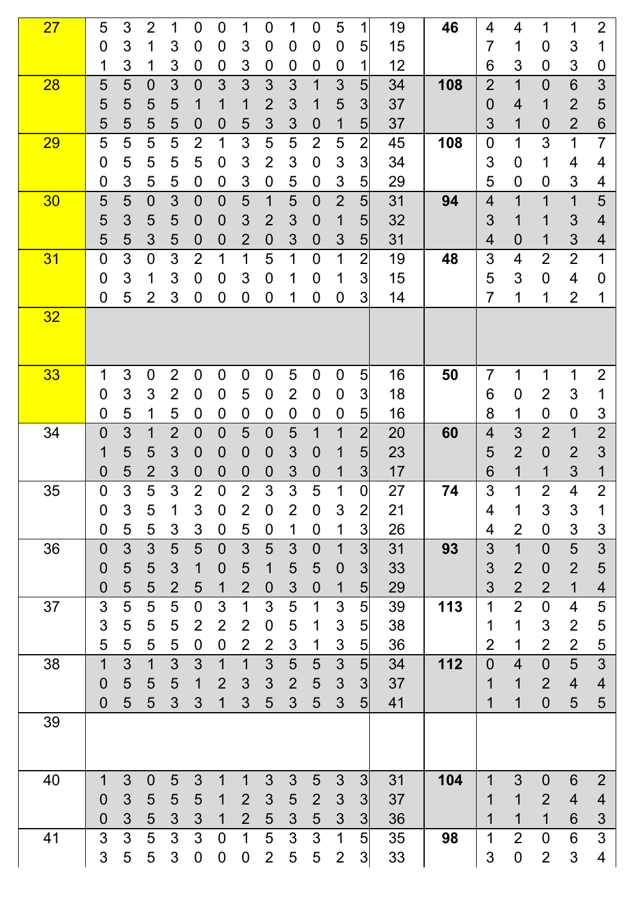| | | | | | | | | | | | | | | | | | | | |
|---|---|---|---|---|---|---|---|---|---|---|---|---|---|---|---|---|---|---|---|
| 27 | 5 | 3 | 2 | 1 | 0 | 0 | 1 | 0 | 1 | 0 | 5 | 1 | 19 | **46** | 4 | 4 | 1 | 1 | 2 |
| | 0 | 3 | 1 | 3 | 0 | 0 | 3 | 0 | 0 | 0 | 0 | 5 | 15 | | 7 | 1 | 0 | 3 | 1 |
| | 1 | 3 | 1 | 3 | 0 | 0 | 3 | 0 | 0 | 0 | 0 | 1 | 12 | | 6 | 3 | 0 | 3 | 0 |
| 28 | 5 | 5 | 0 | 3 | 0 | 3 | 3 | 3 | 3 | 1 | 3 | 5 | 34 | **108** | 2 | 1 | 0 | 6 | 3 |
| | 5 | 5 | 5 | 5 | 1 | 1 | 1 | 2 | 3 | 1 | 5 | 3 | 37 | | 0 | 4 | 1 | 2 | 5 |
| | 5 | 5 | 5 | 5 | 0 | 0 | 5 | 3 | 3 | 0 | 1 | 5 | 37 | | 3 | 1 | 0 | 2 | 6 |
| 29 | 5 | 5 | 5 | 5 | 2 | 1 | 3 | 5 | 5 | 2 | 5 | 2 | 45 | **108** | 0 | 1 | 3 | 1 | 7 |
| | 0 | 5 | 5 | 5 | 5 | 0 | 3 | 2 | 3 | 0 | 3 | 3 | 34 | | 3 | 0 | 1 | 4 | 4 |
| | 0 | 3 | 5 | 5 | 0 | 0 | 3 | 0 | 5 | 0 | 3 | 5 | 29 | | 5 | 0 | 0 | 3 | 4 |
| 30 | 5 | 5 | 0 | 3 | 0 | 0 | 5 | 1 | 5 | 0 | 2 | 5 | 31 | **94** | 4 | 1 | 1 | 1 | 5 |
| | 5 | 3 | 5 | 5 | 0 | 0 | 3 | 2 | 3 | 0 | 1 | 5 | 32 | | 3 | 1 | 1 | 3 | 4 |
| | 5 | 5 | 3 | 5 | 0 | 0 | 2 | 0 | 3 | 0 | 3 | 5 | 31 | | 4 | 0 | 1 | 3 | 4 |
| 31 | 0 | 3 | 0 | 3 | 2 | 1 | 1 | 5 | 1 | 0 | 1 | 2 | 19 | **48** | 3 | 4 | 2 | 2 | 1 |
| | 0 | 3 | 1 | 3 | 0 | 0 | 3 | 0 | 1 | 0 | 1 | 3 | 15 | | 5 | 3 | 0 | 4 | 0 |
| | 0 | 5 | 2 | 3 | 0 | 0 | 0 | 0 | 1 | 0 | 0 | 3 | 14 | | 7 | 1 | 1 | 2 | 1 |
| 32 | | | | | | | | | | | | | | | | | | | |
| 33 | 1 | 3 | 0 | 2 | 0 | 0 | 0 | 0 | 5 | 0 | 0 | 5 | 16 | **50** | 7 | 1 | 1 | 1 | 2 |
| | 0 | 3 | 3 | 2 | 0 | 0 | 5 | 0 | 2 | 0 | 0 | 3 | 18 | | 6 | 0 | 2 | 3 | 1 |
| | 0 | 5 | 1 | 5 | 0 | 0 | 0 | 0 | 0 | 0 | 0 | 5 | 16 | | 8 | 1 | 0 | 0 | 3 |
| 34 | 0 | 3 | 1 | 2 | 0 | 0 | 5 | 0 | 5 | 1 | 1 | 2 | 20 | **60** | 4 | 3 | 2 | 1 | 2 |
| | 1 | 5 | 5 | 3 | 0 | 0 | 0 | 0 | 3 | 0 | 1 | 5 | 23 | | 5 | 2 | 0 | 2 | 3 |
| | 0 | 5 | 2 | 3 | 0 | 0 | 0 | 0 | 3 | 0 | 1 | 3 | 17 | | 6 | 1 | 1 | 3 | 1 |
| 35 | 0 | 3 | 5 | 3 | 2 | 0 | 2 | 3 | 3 | 5 | 1 | 0 | 27 | **74** | 3 | 1 | 2 | 4 | 2 |
| | 0 | 3 | 5 | 1 | 3 | 0 | 2 | 0 | 2 | 0 | 3 | 2 | 21 | | 4 | 1 | 3 | 3 | 1 |
| | 0 | 5 | 5 | 3 | 3 | 0 | 5 | 0 | 1 | 0 | 1 | 3 | 26 | | 4 | 2 | 0 | 3 | 3 |
| 36 | 0 | 3 | 3 | 5 | 5 | 0 | 3 | 5 | 3 | 0 | 1 | 3 | 31 | **93** | 3 | 1 | 0 | 5 | 3 |
| | 0 | 5 | 5 | 3 | 1 | 0 | 5 | 1 | 5 | 5 | 0 | 3 | 33 | | 3 | 2 | 0 | 2 | 5 |
| | 0 | 5 | 5 | 2 | 5 | 1 | 2 | 0 | 3 | 0 | 1 | 5 | 29 | | 3 | 2 | 2 | 1 | 4 |
| 37 | 3 | 5 | 5 | 5 | 0 | 3 | 1 | 3 | 5 | 1 | 3 | 5 | 39 | **113** | 1 | 2 | 0 | 4 | 5 |
| | 3 | 5 | 5 | 5 | 2 | 2 | 2 | 0 | 5 | 1 | 3 | 5 | 38 | | 1 | 1 | 3 | 2 | 5 |
| | 5 | 5 | 5 | 5 | 0 | 0 | 2 | 2 | 3 | 1 | 3 | 5 | 36 | | 2 | 1 | 2 | 2 | 5 |
| 38 | 1 | 3 | 1 | 3 | 3 | 1 | 1 | 3 | 5 | 5 | 3 | 5 | 34 | **112** | 0 | 4 | 0 | 5 | 3 |
| | 0 | 5 | 5 | 5 | 1 | 2 | 3 | 3 | 2 | 5 | 3 | 3 | 37 | | 1 | 1 | 2 | 4 | 4 |
| | 0 | 5 | 5 | 3 | 3 | 1 | 3 | 5 | 3 | 5 | 3 | 5 | 41 | | 1 | 1 | 0 | 5 | 5 |
| 39 | | | | | | | | | | | | | | | | | | | |
| 40 | 1 | 3 | 0 | 5 | 3 | 1 | 1 | 3 | 3 | 5 | 3 | 3 | 31 | **104** | 1 | 3 | 0 | 6 | 2 |
| | 0 | 3 | 5 | 5 | 5 | 1 | 2 | 3 | 5 | 2 | 3 | 3 | 37 | | 1 | 1 | 2 | 4 | 4 |
| | 0 | 3 | 5 | 3 | 3 | 1 | 2 | 5 | 3 | 5 | 3 | 3 | 36 | | 1 | 1 | 1 | 6 | 3 |
| 41 | 3 | 3 | 5 | 3 | 3 | 0 | 1 | 5 | 3 | 3 | 1 | 5 | 35 | **98** | 1 | 2 | 0 | 6 | 3 |
| | 3 | 5 | 5 | 3 | 0 | 0 | 0 | 2 | 5 | 5 | 2 | 3 | 33 | | 3 | 0 | 2 | 3 | 4 |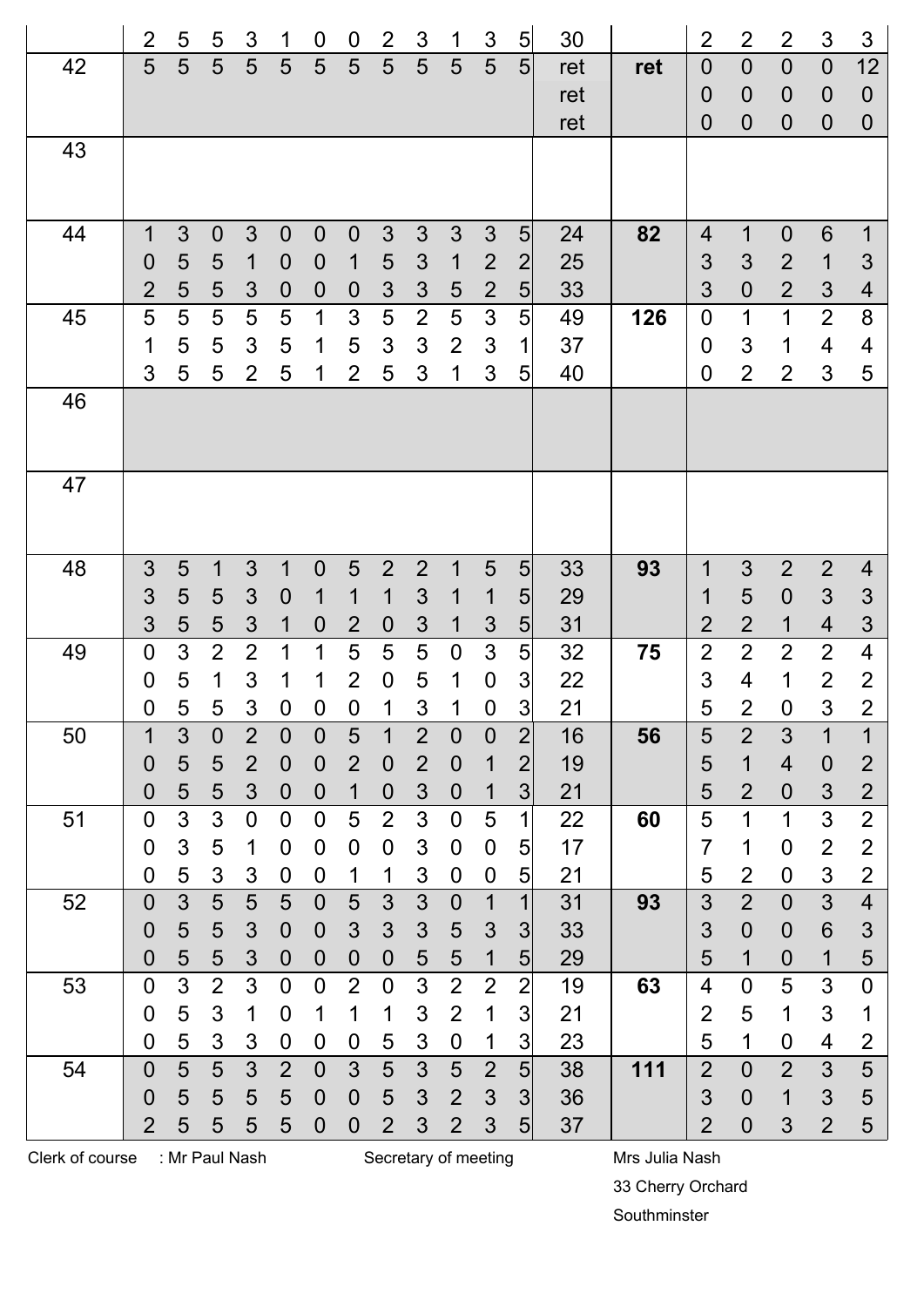| | | | | | | | | | | | | | | | | | | | |
|---|---|---|---|---|---|---|---|---|---|---|---|---|---|---|---|---|---|---|---|
| | 2 | 5 | 5 | 3 | 1 | 0 | 0 | 2 | 3 | 1 | 3 | 5 | 30 | | 2 | 2 | 2 | 3 | 3 |
| 42 | 5 | 5 | 5 | 5 | 5 | 5 | 5 | 5 | 5 | 5 | 5 | 5 | ret | **ret** | 0 | 0 | 0 | 0 | 12 |
| | | | | | | | | | | | | | ret | | 0 | 0 | 0 | 0 | 0 |
| | | | | | | | | | | | | | ret | | 0 | 0 | 0 | 0 | 0 |
| 43 | | | | | | | | | | | | | | | | | | | |
| 44 | 1 | 3 | 0 | 3 | 0 | 0 | 0 | 3 | 3 | 3 | 3 | 5 | 24 | **82** | 4 | 1 | 0 | 6 | 1 |
| | 0 | 5 | 5 | 1 | 0 | 0 | 1 | 5 | 3 | 1 | 2 | 2 | 25 | | 3 | 3 | 2 | 1 | 3 |
| | 2 | 5 | 5 | 3 | 0 | 0 | 0 | 3 | 3 | 5 | 2 | 5 | 33 | | 3 | 0 | 2 | 3 | 4 |
| 45 | 5 | 5 | 5 | 5 | 5 | 1 | 3 | 5 | 2 | 5 | 3 | 5 | 49 | **126** | 0 | 1 | 1 | 2 | 8 |
| | 1 | 5 | 5 | 3 | 5 | 1 | 5 | 3 | 3 | 2 | 3 | 1 | 37 | | 0 | 3 | 1 | 4 | 4 |
| | 3 | 5 | 5 | 2 | 5 | 1 | 2 | 5 | 3 | 1 | 3 | 5 | 40 | | 0 | 2 | 2 | 3 | 5 |
| 46 | | | | | | | | | | | | | | | | | | | |
| 47 | | | | | | | | | | | | | | | | | | | |
| 48 | 3 | 5 | 1 | 3 | 1 | 0 | 5 | 2 | 2 | 1 | 5 | 5 | 33 | **93** | 1 | 3 | 2 | 2 | 4 |
| | 3 | 5 | 5 | 3 | 0 | 1 | 1 | 1 | 3 | 1 | 1 | 5 | 29 | | 1 | 5 | 0 | 3 | 3 |
| | 3 | 5 | 5 | 3 | 1 | 0 | 2 | 0 | 3 | 1 | 3 | 5 | 31 | | 2 | 2 | 1 | 4 | 3 |
| 49 | 0 | 3 | 2 | 2 | 1 | 1 | 5 | 5 | 5 | 0 | 3 | 5 | 32 | **75** | 2 | 2 | 2 | 2 | 4 |
| | 0 | 5 | 1 | 3 | 1 | 1 | 2 | 0 | 5 | 1 | 0 | 3 | 22 | | 3 | 4 | 1 | 2 | 2 |
| | 0 | 5 | 5 | 3 | 0 | 0 | 0 | 1 | 3 | 1 | 0 | 3 | 21 | | 5 | 2 | 0 | 3 | 2 |
| 50 | 1 | 3 | 0 | 2 | 0 | 0 | 5 | 1 | 2 | 0 | 0 | 2 | 16 | **56** | 5 | 2 | 3 | 1 | 1 |
| | 0 | 5 | 5 | 2 | 0 | 0 | 2 | 0 | 2 | 0 | 1 | 2 | 19 | | 5 | 1 | 4 | 0 | 2 |
| | 0 | 5 | 5 | 3 | 0 | 0 | 1 | 0 | 3 | 0 | 1 | 3 | 21 | | 5 | 2 | 0 | 3 | 2 |
| 51 | 0 | 3 | 3 | 0 | 0 | 0 | 5 | 2 | 3 | 0 | 5 | 1 | 22 | **60** | 5 | 1 | 1 | 3 | 2 |
| | 0 | 3 | 5 | 1 | 0 | 0 | 0 | 0 | 3 | 0 | 0 | 5 | 17 | | 7 | 1 | 0 | 2 | 2 |
| | 0 | 5 | 3 | 3 | 0 | 0 | 1 | 1 | 3 | 0 | 0 | 5 | 21 | | 5 | 2 | 0 | 3 | 2 |
| 52 | 0 | 3 | 5 | 5 | 5 | 0 | 5 | 3 | 3 | 0 | 1 | 1 | 31 | **93** | 3 | 2 | 0 | 3 | 4 |
| | 0 | 5 | 5 | 3 | 0 | 0 | 3 | 3 | 3 | 5 | 3 | 3 | 33 | | 3 | 0 | 0 | 6 | 3 |
| | 0 | 5 | 5 | 3 | 0 | 0 | 0 | 0 | 5 | 5 | 1 | 5 | 29 | | 5 | 1 | 0 | 1 | 5 |
| 53 | 0 | 3 | 2 | 3 | 0 | 0 | 2 | 0 | 3 | 2 | 2 | 2 | 19 | **63** | 4 | 0 | 5 | 3 | 0 |
| | 0 | 5 | 3 | 1 | 0 | 1 | 1 | 1 | 3 | 2 | 1 | 3 | 21 | | 2 | 5 | 1 | 3 | 1 |
| | 0 | 5 | 3 | 3 | 0 | 0 | 0 | 5 | 3 | 0 | 1 | 3 | 23 | | 5 | 1 | 0 | 4 | 2 |
| 54 | 0 | 5 | 5 | 3 | 2 | 0 | 3 | 5 | 3 | 5 | 2 | 5 | 38 | **111** | 2 | 0 | 2 | 3 | 5 |
| | 0 | 5 | 5 | 5 | 5 | 0 | 0 | 5 | 3 | 2 | 3 | 3 | 36 | | 3 | 0 | 1 | 3 | 5 |
| | 2 | 5 | 5 | 5 | 5 | 0 | 0 | 2 | 3 | 2 | 3 | 5 | 37 | | 2 | 0 | 3 | 2 | 5 |

Clerk of course : Mr Paul Nash

Secretary of meeting

Mrs Julia Nash
33 Cherry Orchard
Southminster